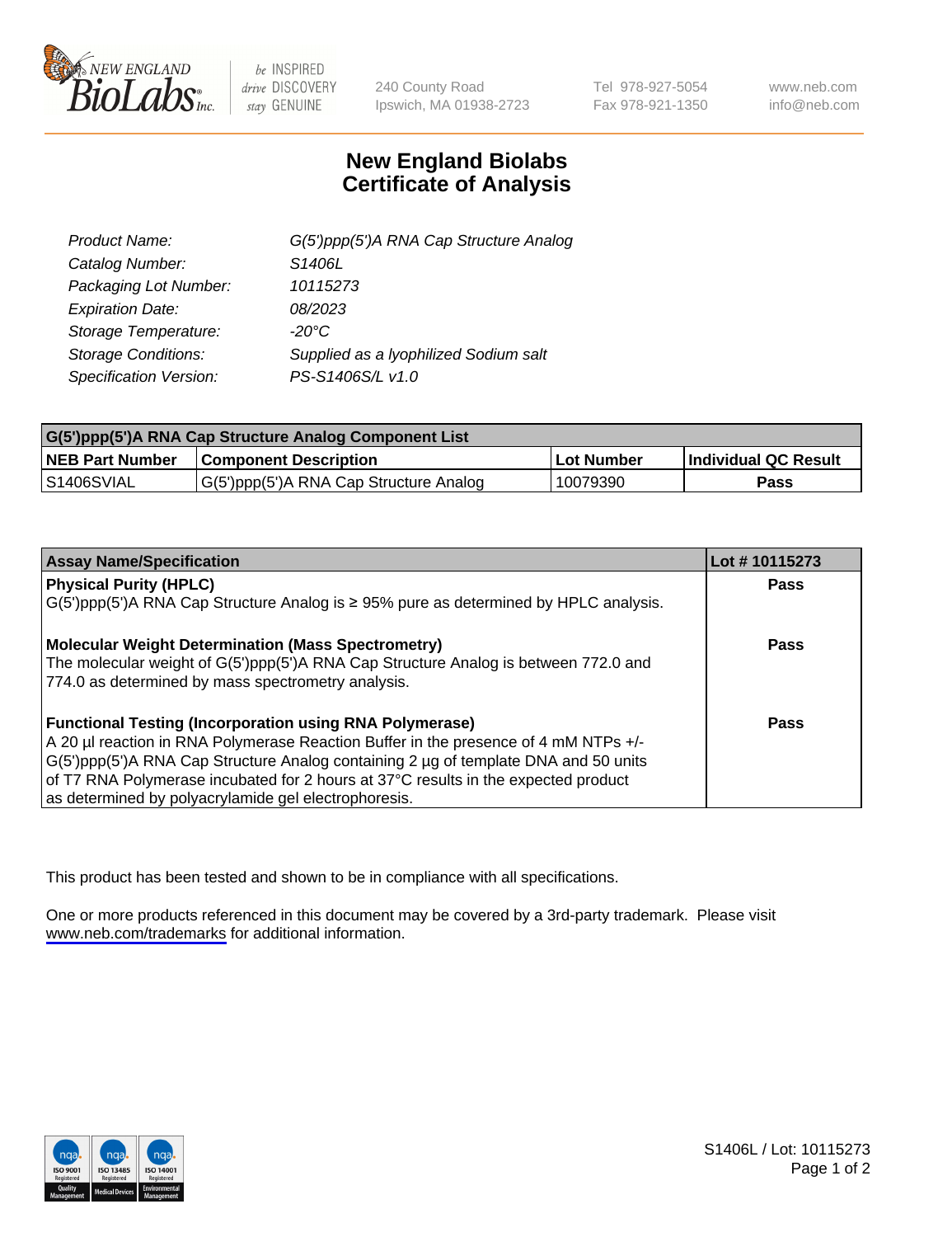240 County Road
Ipswich, MA 01938-2723

Tel 978-927-5054
Fax 978-921-1350

www.neb.com
info@neb.com

# New England Biolabs Certificate of Analysis

| | |
|---|---|
| Product Name: | G(5')ppp(5')A RNA Cap Structure Analog |
| Catalog Number: | S1406L |
| Packaging Lot Number: | 10115273 |
| Expiration Date: | 08/2023 |
| Storage Temperature: | -20°C |
| Storage Conditions: | Supplied as a lyophilized Sodium salt |
| Specification Version: | PS-S1406S/L v1.0 |

| G(5')ppp(5')A RNA Cap Structure Analog Component List | | | |
|---|---|---|---|
| **NEB Part Number** | **Component Description** | **Lot Number** | **Individual QC Result** |
| S1406SVIAL | G(5')ppp(5')A RNA Cap Structure Analog | 10079390 | **Pass** |

| Assay Name/Specification | Lot # 10115273 |
|---|---|
| **Physical Purity (HPLC)**<br>G(5')ppp(5')A RNA Cap Structure Analog is ≥ 95% pure as determined by HPLC analysis. | **Pass** |
| **Molecular Weight Determination (Mass Spectrometry)**<br>The molecular weight of G(5')ppp(5')A RNA Cap Structure Analog is between 772.0 and 774.0 as determined by mass spectrometry analysis. | **Pass** |
| **Functional Testing (Incorporation using RNA Polymerase)**<br>A 20 µl reaction in RNA Polymerase Reaction Buffer in the presence of 4 mM NTPs +/- G(5')ppp(5')A RNA Cap Structure Analog containing 2 µg of template DNA and 50 units of T7 RNA Polymerase incubated for 2 hours at 37°C results in the expected product as determined by polyacrylamide gel electrophoresis. | **Pass** |

This product has been tested and shown to be in compliance with all specifications.

One or more products referenced in this document may be covered by a 3rd-party trademark. Please visit www.neb.com/trademarks for additional information.

S1406L / Lot: 10115273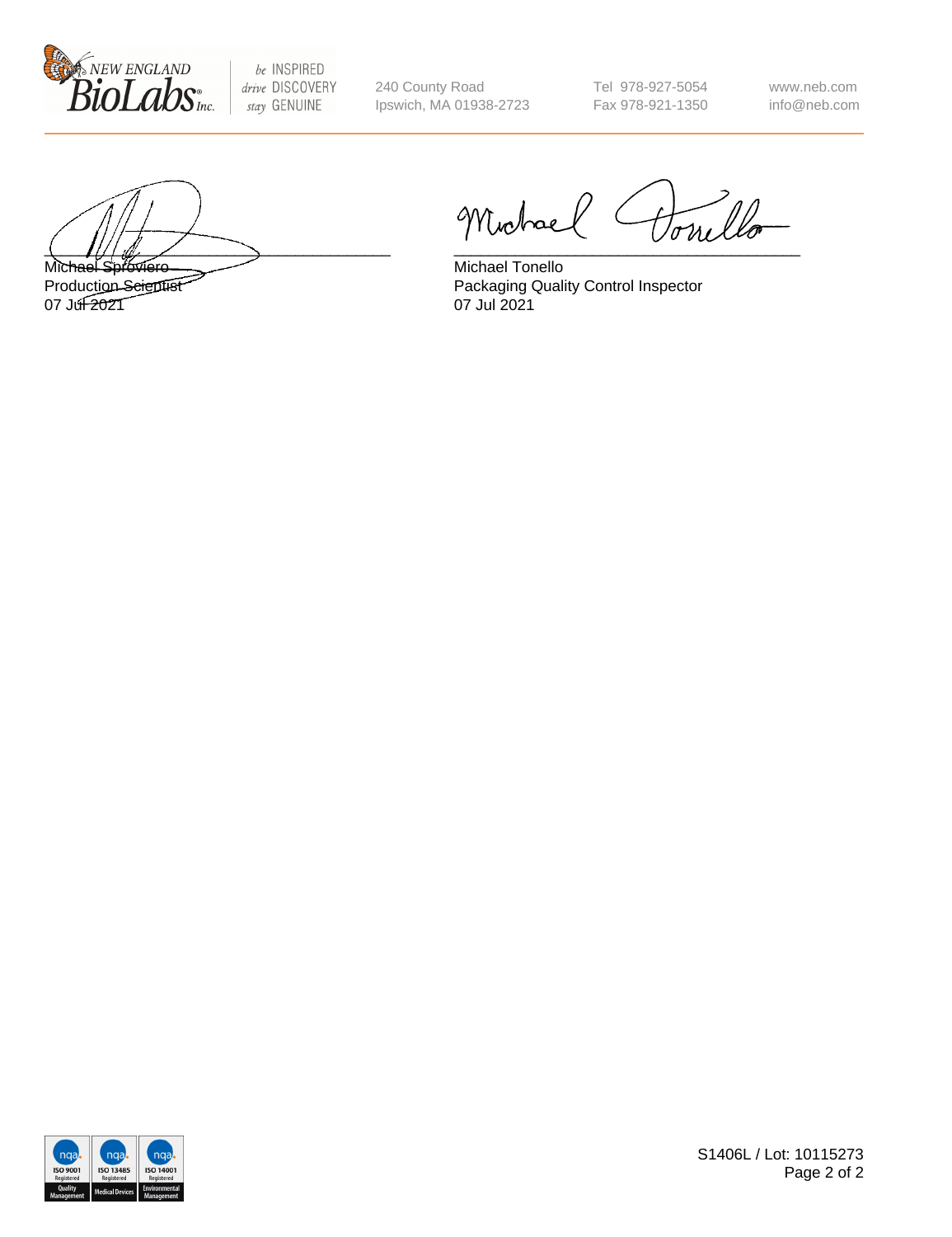240 County Road
Ipswich, MA 01938-2723

Tel 978-927-5054
Fax 978-921-1350

www.neb.com
info@neb.com

Michael Sproviero
Production Scientist
07 Jul 2021

Michael Tonello
Packaging Quality Control Inspector
07 Jul 2021

S1406L / Lot: 10115273